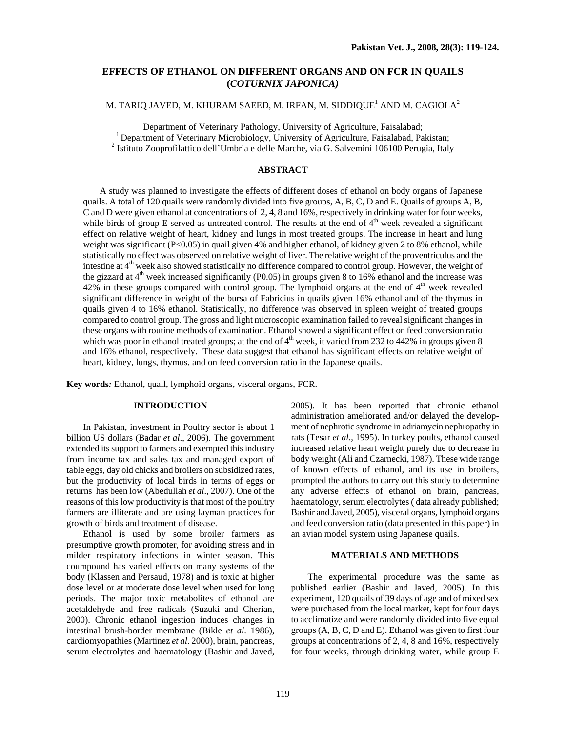# EFFECTS OF ETHANOL ON DIFFERENT ORGANS AND ON FCR IN QUAILS (*COTURNIX JAPONICA)*

M. TARIQ JAVED, M. KHURAM SAEED, M. IRFAN, M. SIDDIQUE[1] AND M. CAGIOLA[2]

Department of Veterinary Pathology, University of Agriculture, Faisalabad;
[1] Department of Veterinary Microbiology, University of Agriculture, Faisalabad, Pakistan;
[2] Istituto Zooprofilattico dell'Umbria e delle Marche, via G. Salvemini 106100 Perugia, Italy

## ABSTRACT

A study was planned to investigate the effects of different doses of ethanol on body organs of Japanese quails. A total of 120 quails were randomly divided into five groups, A, B, C, D and E. Quails of groups A, B, C and D were given ethanol at concentrations of 2, 4, 8 and 16%, respectively in drinking water for four weeks, while birds of group E served as untreated control. The results at the end of 4[th] week revealed a significant effect on relative weight of heart, kidney and lungs in most treated groups. The increase in heart and lung weight was significant ($P<0.05$) in quail given 4% and higher ethanol, of kidney given 2 to 8% ethanol, while statistically no effect was observed on relative weight of liver. The relative weight of the proventriculus and the intestine at 4[th] week also showed statistically no difference compared to control group. However, the weight of the gizzard at 4[th] week increased significantly (P0.05) in groups given 8 to 16% ethanol and the increase was 42% in these groups compared with control group. The lymphoid organs at the end of 4[th] week revealed significant difference in weight of the bursa of Fabricius in quails given 16% ethanol and of the thymus in quails given 4 to 16% ethanol. Statistically, no difference was observed in spleen weight of treated groups compared to control group. The gross and light microscopic examination failed to reveal significant changes in these organs with routine methods of examination. Ethanol showed a significant effect on feed conversion ratio which was poor in ethanol treated groups; at the end of 4[th] week, it varied from 232 to 442% in groups given 8 and 16% ethanol, respectively. These data suggest that ethanol has significant effects on relative weight of heart, kidney, lungs, thymus, and on feed conversion ratio in the Japanese quails.

**Key words***:* Ethanol, quail, lymphoid organs, visceral organs, FCR.

## INTRODUCTION

In Pakistan, investment in Poultry sector is about 1 billion US dollars (Badar *et al*., 2006). The government extended its support to farmers and exempted this industry from income tax and sales tax and managed export of table eggs, day old chicks and broilers on subsidized rates, but the productivity of local birds in terms of eggs or returns has been low (Abedullah *et al*., 2007). One of the reasons of this low productivity is that most of the poultry farmers are illiterate and are using layman practices for growth of birds and treatment of disease.

Ethanol is used by some broiler farmers as presumptive growth promoter, for avoiding stress and in milder respiratory infections in winter season. This coumpound has varied effects on many systems of the body (Klassen and Persaud, 1978) and is toxic at higher dose level or at moderate dose level when used for long periods. The major toxic metabolites of ethanol are acetaldehyde and free radicals (Suzuki and Cherian, 2000). Chronic ethanol ingestion induces changes in intestinal brush-border membrane (Bikle *et al*. 1986), cardiomyopathies (Martinez *et al.* 2000), brain, pancreas, serum electrolytes and haematology (Bashir and Javed, 2005). It has been reported that chronic ethanol administration ameliorated and/or delayed the development of nephrotic syndrome in adriamycin nephropathy in rats (Tesar *et al*., 1995). In turkey poults, ethanol caused increased relative heart weight purely due to decrease in body weight (Ali and Czarnecki, 1987). These wide range of known effects of ethanol, and its use in broilers, prompted the authors to carry out this study to determine any adverse effects of ethanol on brain, pancreas, haematology, serum electrolytes ( data already published; Bashir and Javed, 2005), visceral organs, lymphoid organs and feed conversion ratio (data presented in this paper) in an avian model system using Japanese quails.

## MATERIALS AND METHODS

The experimental procedure was the same as published earlier (Bashir and Javed, 2005). In this experiment, 120 quails of 39 days of age and of mixed sex were purchased from the local market, kept for four days to acclimatize and were randomly divided into five equal groups (A, B, C, D and E). Ethanol was given to first four groups at concentrations of 2, 4, 8 and 16%, respectively for four weeks, through drinking water, while group E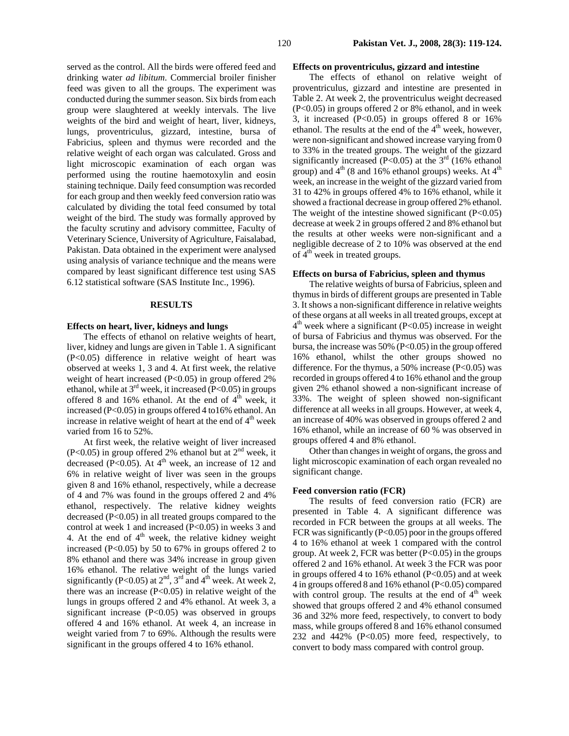served as the control. All the birds were offered feed and drinking water *ad libitum*. Commercial broiler finisher feed was given to all the groups. The experiment was conducted during the summer season. Six birds from each group were slaughtered at weekly intervals. The live weights of the bird and weight of heart, liver, kidneys, lungs, proventriculus, gizzard, intestine, bursa of Fabricius, spleen and thymus were recorded and the relative weight of each organ was calculated. Gross and light microscopic examination of each organ was performed using the routine haemotoxylin and eosin staining technique. Daily feed consumption was recorded for each group and then weekly feed conversion ratio was calculated by dividing the total feed consumed by total weight of the bird. The study was formally approved by the faculty scrutiny and advisory committee, Faculty of Veterinary Science, University of Agriculture, Faisalabad, Pakistan. Data obtained in the experiment were analysed using analysis of variance technique and the means were compared by least significant difference test using SAS 6.12 statistical software (SAS Institute Inc., 1996).

## RESULTS

### Effects on heart, liver, kidneys and lungs

The effects of ethanol on relative weights of heart, liver, kidney and lungs are given in Table 1. A significant ($P<0.05$) difference in relative weight of heart was observed at weeks 1, 3 and 4. At first week, the relative weight of heart increased ($P<0.05$) in group offered 2% ethanol, while at 3rd week, it increased ($P<0.05$) in groups offered 8 and 16% ethanol. At the end of 4th week, it increased ($P<0.05$) in groups offered 4 to16% ethanol. An increase in relative weight of heart at the end of 4th week varied from 16 to 52%.

At first week, the relative weight of liver increased ($P<0.05$) in group offered 2% ethanol but at 2nd week, it decreased ($P<0.05$). At 4th week, an increase of 12 and 6% in relative weight of liver was seen in the groups given 8 and 16% ethanol, respectively, while a decrease of 4 and 7% was found in the groups offered 2 and 4% ethanol, respectively. The relative kidney weights decreased ($P<0.05$) in all treated groups compared to the control at week 1 and increased ($P<0.05$) in weeks 3 and 4. At the end of 4th week, the relative kidney weight increased ($P<0.05$) by 50 to 67% in groups offered 2 to 8% ethanol and there was 34% increase in group given 16% ethanol. The relative weight of the lungs varied significantly ($P<0.05$) at 2nd, 3rd and 4th week. At week 2, there was an increase ($P<0.05$) in relative weight of the lungs in groups offered 2 and 4% ethanol. At week 3, a significant increase ($P<0.05$) was observed in groups offered 4 and 16% ethanol. At week 4, an increase in weight varied from 7 to 69%. Although the results were significant in the groups offered 4 to 16% ethanol.

### Effects on proventriculus, gizzard and intestine

The effects of ethanol on relative weight of proventriculus, gizzard and intestine are presented in Table 2. At week 2, the proventriculus weight decreased ($P<0.05$) in groups offered 2 or 8% ethanol, and in week 3, it increased ($P<0.05$) in groups offered 8 or 16% ethanol. The results at the end of the 4th week, however, were non-significant and showed increase varying from 0 to 33% in the treated groups. The weight of the gizzard significantly increased ($P<0.05$) at the 3rd (16% ethanol group) and 4th (8 and 16% ethanol groups) weeks. At 4th week, an increase in the weight of the gizzard varied from 31 to 42% in groups offered 4% to 16% ethanol, while it showed a fractional decrease in group offered 2% ethanol. The weight of the intestine showed significant ($P<0.05$) decrease at week 2 in groups offered 2 and 8% ethanol but the results at other weeks were non-significant and a negligible decrease of 2 to 10% was observed at the end of 4th week in treated groups.

### Effects on bursa of Fabricius, spleen and thymus

The relative weights of bursa of Fabricius, spleen and thymus in birds of different groups are presented in Table 3. It shows a non-significant difference in relative weights of these organs at all weeks in all treated groups, except at 4th week where a significant ($P<0.05$) increase in weight of bursa of Fabricius and thymus was observed. For the bursa, the increase was 50% ($P<0.05$) in the group offered 16% ethanol, whilst the other groups showed no difference. For the thymus, a 50% increase ($P<0.05$) was recorded in groups offered 4 to 16% ethanol and the group given 2% ethanol showed a non-significant increase of 33%. The weight of spleen showed non-significant difference at all weeks in all groups. However, at week 4, an increase of 40% was observed in groups offered 2 and 16% ethanol, while an increase of 60 % was observed in groups offered 4 and 8% ethanol.

Other than changes in weight of organs, the gross and light microscopic examination of each organ revealed no significant change.

### Feed conversion ratio (FCR)

The results of feed conversion ratio (FCR) are presented in Table 4. A significant difference was recorded in FCR between the groups at all weeks. The FCR was significantly ($P<0.05$) poor in the groups offered 4 to 16% ethanol at week 1 compared with the control group. At week 2, FCR was better ($P<0.05$) in the groups offered 2 and 16% ethanol. At week 3 the FCR was poor in groups offered 4 to 16% ethanol ($P<0.05$) and at week 4 in groups offered 8 and 16% ethanol ($P<0.05$) compared with control group. The results at the end of 4th week showed that groups offered 2 and 4% ethanol consumed 36 and 32% more feed, respectively, to convert to body mass, while groups offered 8 and 16% ethanol consumed 232 and 442% ($P<0.05$) more feed, respectively, to convert to body mass compared with control group.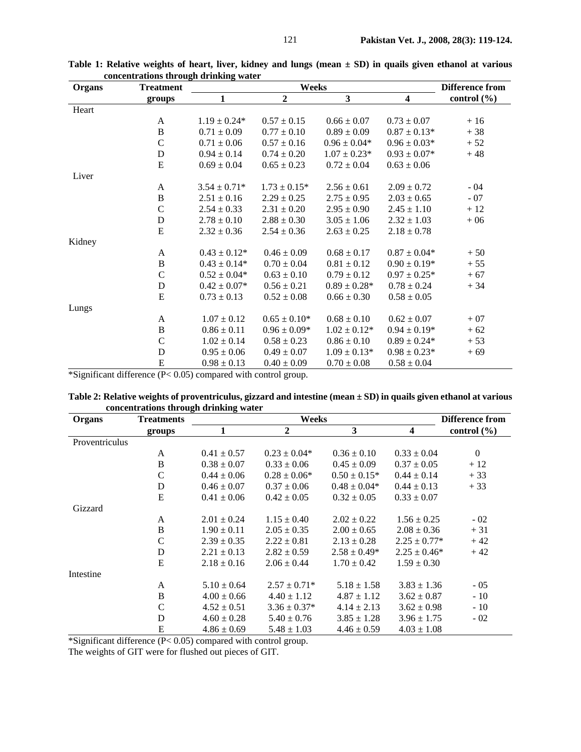**Table 1: Relative weights of heart, liver, kidney and lungs (mean ± SD) in quails given ethanol at various concentrations through drinking water**

| Organs | Treatment groups | Weeks | | | | Difference from control (%) |
|---|---|---|---|---|---|---|
| | | 1 | 2 | 3 | 4 | |
| Heart | | | | | | |
| | A | 1.19 ± 0.24* | 0.57 ± 0.15 | 0.66 ± 0.07 | 0.73 ± 0.07 | + 16 |
| | B | 0.71 ± 0.09 | 0.77 ± 0.10 | 0.89 ± 0.09 | 0.87 ± 0.13* | + 38 |
| | C | 0.71 ± 0.06 | 0.57 ± 0.16 | 0.96 ± 0.04* | 0.96 ± 0.03* | + 52 |
| | D | 0.94 ± 0.14 | 0.74 ± 0.20 | 1.07 ± 0.23* | 0.93 ± 0.07* | + 48 |
| | E | 0.69 ± 0.04 | 0.65 ± 0.23 | 0.72 ± 0.04 | 0.63 ± 0.06 | |
| Liver | | | | | | |
| | A | 3.54 ± 0.71* | 1.73 ± 0.15* | 2.56 ± 0.61 | 2.09 ± 0.72 | - 04 |
| | B | 2.51 ± 0.16 | 2.29 ± 0.25 | 2.75 ± 0.95 | 2.03 ± 0.65 | - 07 |
| | C | 2.54 ± 0.33 | 2.31 ± 0.20 | 2.95 ± 0.90 | 2.45 ± 1.10 | + 12 |
| | D | 2.78 ± 0.10 | 2.88 ± 0.30 | 3.05 ± 1.06 | 2.32 ± 1.03 | + 06 |
| | E | 2.32 ± 0.36 | 2.54 ± 0.36 | 2.63 ± 0.25 | 2.18 ± 0.78 | |
| Kidney | | | | | | |
| | A | 0.43 ± 0.12* | 0.46 ± 0.09 | 0.68 ± 0.17 | 0.87 ± 0.04* | + 50 |
| | B | 0.43 ± 0.14* | 0.70 ± 0.04 | 0.81 ± 0.12 | 0.90 ± 0.19* | + 55 |
| | C | 0.52 ± 0.04* | 0.63 ± 0.10 | 0.79 ± 0.12 | 0.97 ± 0.25* | + 67 |
| | D | 0.42 ± 0.07* | 0.56 ± 0.21 | 0.89 ± 0.28* | 0.78 ± 0.24 | + 34 |
| | E | 0.73 ± 0.13 | 0.52 ± 0.08 | 0.66 ± 0.30 | 0.58 ± 0.05 | |
| Lungs | | | | | | |
| | A | 1.07 ± 0.12 | 0.65 ± 0.10* | 0.68 ± 0.10 | 0.62 ± 0.07 | + 07 |
| | B | 0.86 ± 0.11 | 0.96 ± 0.09* | 1.02 ± 0.12* | 0.94 ± 0.19* | + 62 |
| | C | 1.02 ± 0.14 | 0.58 ± 0.23 | 0.86 ± 0.10 | 0.89 ± 0.24* | + 53 |
| | D | 0.95 ± 0.06 | 0.49 ± 0.07 | 1.09 ± 0.13* | 0.98 ± 0.23* | + 69 |
| | E | 0.98 ± 0.13 | 0.40 ± 0.09 | 0.70 ± 0.08 | 0.58 ± 0.04 | |

*Significant difference ($P < 0.05$) compared with control group.

**Table 2: Relative weights of proventriculus, gizzard and intestine (mean ± SD) in quails given ethanol at various concentrations through drinking water**

| Organs | Treatments groups | Weeks | | | | Difference from control (%) |
|---|---|---|---|---|---|---|
| | | 1 | 2 | 3 | 4 | |
| Proventriculus | | | | | | |
| | A | 0.41 ± 0.57 | 0.23 ± 0.04* | 0.36 ± 0.10 | 0.33 ± 0.04 | 0 |
| | B | 0.38 ± 0.07 | 0.33 ± 0.06 | 0.45 ± 0.09 | 0.37 ± 0.05 | + 12 |
| | C | 0.44 ± 0.06 | 0.28 ± 0.06* | 0.50 ± 0.15* | 0.44 ± 0.14 | + 33 |
| | D | 0.46 ± 0.07 | 0.37 ± 0.06 | 0.48 ± 0.04* | 0.44 ± 0.13 | + 33 |
| | E | 0.41 ± 0.06 | 0.42 ± 0.05 | 0.32 ± 0.05 | 0.33 ± 0.07 | |
| Gizzard | | | | | | |
| | A | 2.01 ± 0.24 | 1.15 ± 0.40 | 2.02 ± 0.22 | 1.56 ± 0.25 | - 02 |
| | B | 1.90 ± 0.11 | 2.05 ± 0.35 | 2.00 ± 0.65 | 2.08 ± 0.36 | + 31 |
| | C | 2.39 ± 0.35 | 2.22 ± 0.81 | 2.13 ± 0.28 | 2.25 ± 0.77* | + 42 |
| | D | 2.21 ± 0.13 | 2.82 ± 0.59 | 2.58 ± 0.49* | 2.25 ± 0.46* | + 42 |
| | E | 2.18 ± 0.16 | 2.06 ± 0.44 | 1.70 ± 0.42 | 1.59 ± 0.30 | |
| Intestine | | | | | | |
| | A | 5.10 ± 0.64 | 2.57 ± 0.71* | 5.18 ± 1.58 | 3.83 ± 1.36 | - 05 |
| | B | 4.00 ± 0.66 | 4.40 ± 1.12 | 4.87 ± 1.12 | 3.62 ± 0.87 | - 10 |
| | C | 4.52 ± 0.51 | 3.36 ± 0.37* | 4.14 ± 2.13 | 3.62 ± 0.98 | - 10 |
| | D | 4.60 ± 0.28 | 5.40 ± 0.76 | 3.85 ± 1.28 | 3.96 ± 1.75 | - 02 |
| | E | 4.86 ± 0.69 | 5.48 ± 1.03 | 4.46 ± 0.59 | 4.03 ± 1.08 | |

*Significant difference ($P < 0.05$) compared with control group.

The weights of GIT were for flushed out pieces of GIT.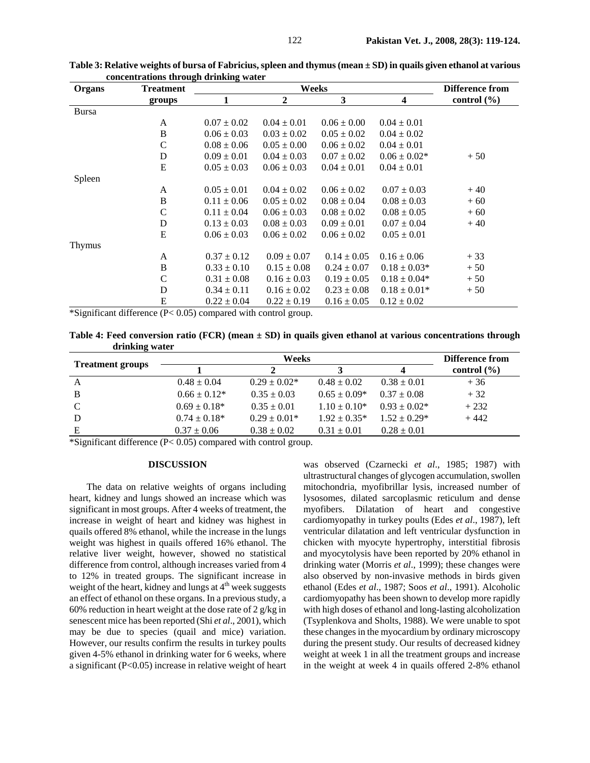**Table 3: Relative weights of bursa of Fabricius, spleen and thymus (mean ± SD) in quails given ethanol at various concentrations through drinking water**

| Organs | Treatment groups | Weeks | | | | Difference from control (%) |
|---|---|---|---|---|---|---|
| | | 1 | 2 | 3 | 4 | |
| Bursa | | | | | | |
| | A | 0.07 ± 0.02 | 0.04 ± 0.01 | 0.06 ± 0.00 | 0.04 ± 0.01 | |
| | B | 0.06 ± 0.03 | 0.03 ± 0.02 | 0.05 ± 0.02 | 0.04 ± 0.02 | |
| | C | 0.08 ± 0.06 | 0.05 ± 0.00 | 0.06 ± 0.02 | 0.04 ± 0.01 | |
| | D | 0.09 ± 0.01 | 0.04 ± 0.03 | 0.07 ± 0.02 | 0.06 ± 0.02* | + 50 |
| | E | 0.05 ± 0.03 | 0.06 ± 0.03 | 0.04 ± 0.01 | 0.04 ± 0.01 | |
| Spleen | | | | | | |
| | A | 0.05 ± 0.01 | 0.04 ± 0.02 | 0.06 ± 0.02 | 0.07 ± 0.03 | + 40 |
| | B | 0.11 ± 0.06 | 0.05 ± 0.02 | 0.08 ± 0.04 | 0.08 ± 0.03 | + 60 |
| | C | 0.11 ± 0.04 | 0.06 ± 0.03 | 0.08 ± 0.02 | 0.08 ± 0.05 | + 60 |
| | D | 0.13 ± 0.03 | 0.08 ± 0.03 | 0.09 ± 0.01 | 0.07 ± 0.04 | + 40 |
| | E | 0.06 ± 0.03 | 0.06 ± 0.02 | 0.06 ± 0.02 | 0.05 ± 0.01 | |
| Thymus | | | | | | |
| | A | 0.37 ± 0.12 | 0.09 ± 0.07 | 0.14 ± 0.05 | 0.16 ± 0.06 | + 33 |
| | B | 0.33 ± 0.10 | 0.15 ± 0.08 | 0.24 ± 0.07 | 0.18 ± 0.03* | + 50 |
| | C | 0.31 ± 0.08 | 0.16 ± 0.03 | 0.19 ± 0.05 | 0.18 ± 0.04* | + 50 |
| | D | 0.34 ± 0.11 | 0.16 ± 0.02 | 0.23 ± 0.08 | 0.18 ± 0.01* | + 50 |
| | E | 0.22 ± 0.04 | 0.22 ± 0.19 | 0.16 ± 0.05 | 0.12 ± 0.02 | |

*Significant difference ($P< 0.05$) compared with control group.

**Table 4: Feed conversion ratio (FCR) (mean ± SD) in quails given ethanol at various concentrations through drinking water**

| Treatment groups | Weeks | | | | Difference from control (%) |
|---|---|---|---|---|---|
| | 1 | 2 | 3 | 4 | |
| A | 0.48 ± 0.04 | 0.29 ± 0.02* | 0.48 ± 0.02 | 0.38 ± 0.01 | + 36 |
| B | 0.66 ± 0.12* | 0.35 ± 0.03 | 0.65 ± 0.09* | 0.37 ± 0.08 | + 32 |
| C | 0.69 ± 0.18* | 0.35 ± 0.01 | 1.10 ± 0.10* | 0.93 ± 0.02* | + 232 |
| D | 0.74 ± 0.18* | 0.29 ± 0.01* | 1.92 ± 0.35* | 1.52 ± 0.29* | + 442 |
| E | 0.37 ± 0.06 | 0.38 ± 0.02 | 0.31 ± 0.01 | 0.28 ± 0.01 | |

*Significant difference ($P< 0.05$) compared with control group.

## DISCUSSION

The data on relative weights of organs including heart, kidney and lungs showed an increase which was significant in most groups. After 4 weeks of treatment, the increase in weight of heart and kidney was highest in quails offered 8% ethanol, while the increase in the lungs weight was highest in quails offered 16% ethanol. The relative liver weight, however, showed no statistical difference from control, although increases varied from 4 to 12% in treated groups. The significant increase in weight of the heart, kidney and lungs at 4th week suggests an effect of ethanol on these organs. In a previous study, a 60% reduction in heart weight at the dose rate of 2 g/kg in senescent mice has been reported (Shi *et al*., 2001), which may be due to species (quail and mice) variation. However, our results confirm the results in turkey poults given 4-5% ethanol in drinking water for 6 weeks, where a significant ($P<0.05$) increase in relative weight of heart was observed (Czarnecki *et al*., 1985; 1987) with ultrastructural changes of glycogen accumulation, swollen mitochondria, myofibrillar lysis, increased number of lysosomes, dilated sarcoplasmic reticulum and dense myofibers. Dilatation of heart and congestive cardiomyopathy in turkey poults (Edes *et al*., 1987), left ventricular dilatation and left ventricular dysfunction in chicken with myocyte hypertrophy, interstitial fibrosis and myocytolysis have been reported by 20% ethanol in drinking water (Morris *et al*., 1999); these changes were also observed by non-invasive methods in birds given ethanol (Edes *et al*., 1987; Soos *et al*., 1991). Alcoholic cardiomyopathy has been shown to develop more rapidly with high doses of ethanol and long-lasting alcoholization (Tsyplenkova and Sholts, 1988). We were unable to spot these changes in the myocardium by ordinary microscopy during the present study. Our results of decreased kidney weight at week 1 in all the treatment groups and increase in the weight at week 4 in quails offered 2-8% ethanol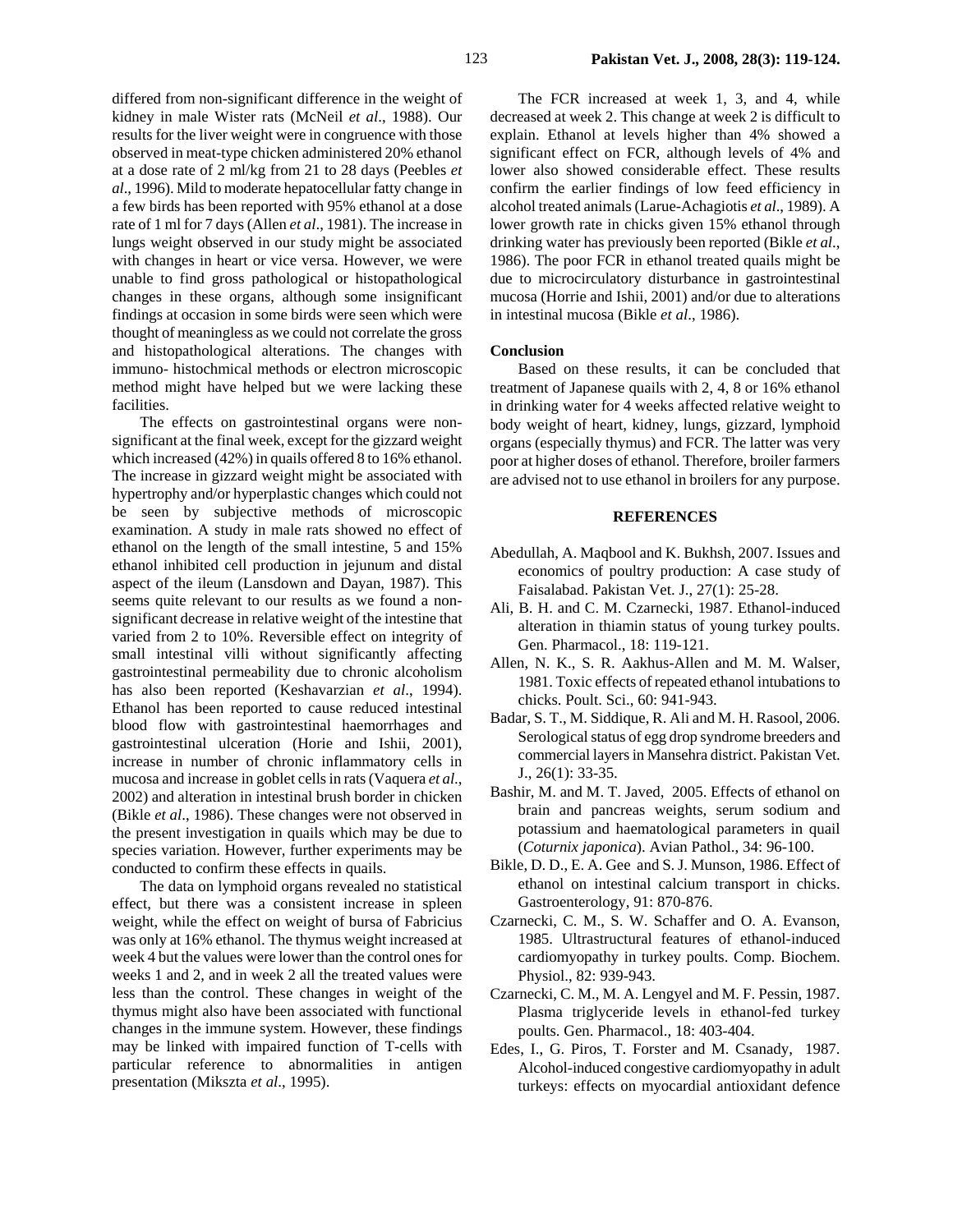differed from non-significant difference in the weight of kidney in male Wister rats (McNeil *et al*., 1988). Our results for the liver weight were in congruence with those observed in meat-type chicken administered 20% ethanol at a dose rate of 2 ml/kg from 21 to 28 days (Peebles *et al*., 1996). Mild to moderate hepatocellular fatty change in a few birds has been reported with 95% ethanol at a dose rate of 1 ml for 7 days (Allen *et al*., 1981). The increase in lungs weight observed in our study might be associated with changes in heart or vice versa. However, we were unable to find gross pathological or histopathological changes in these organs, although some insignificant findings at occasion in some birds were seen which were thought of meaningless as we could not correlate the gross and histopathological alterations. The changes with immuno- histochmical methods or electron microscopic method might have helped but we were lacking these facilities.

The effects on gastrointestinal organs were non-significant at the final week, except for the gizzard weight which increased (42%) in quails offered 8 to 16% ethanol. The increase in gizzard weight might be associated with hypertrophy and/or hyperplastic changes which could not be seen by subjective methods of microscopic examination. A study in male rats showed no effect of ethanol on the length of the small intestine, 5 and 15% ethanol inhibited cell production in jejunum and distal aspect of the ileum (Lansdown and Dayan, 1987). This seems quite relevant to our results as we found a non-significant decrease in relative weight of the intestine that varied from 2 to 10%. Reversible effect on integrity of small intestinal villi without significantly affecting gastrointestinal permeability due to chronic alcoholism has also been reported (Keshavarzian *et al*., 1994). Ethanol has been reported to cause reduced intestinal blood flow with gastrointestinal haemorrhages and gastrointestinal ulceration (Horie and Ishii, 2001), increase in number of chronic inflammatory cells in mucosa and increase in goblet cells in rats (Vaquera *et al*., 2002) and alteration in intestinal brush border in chicken (Bikle *et al*., 1986). These changes were not observed in the present investigation in quails which may be due to species variation. However, further experiments may be conducted to confirm these effects in quails.

The data on lymphoid organs revealed no statistical effect, but there was a consistent increase in spleen weight, while the effect on weight of bursa of Fabricius was only at 16% ethanol. The thymus weight increased at week 4 but the values were lower than the control ones for weeks 1 and 2, and in week 2 all the treated values were less than the control. These changes in weight of the thymus might also have been associated with functional changes in the immune system. However, these findings may be linked with impaired function of T-cells with particular reference to abnormalities in antigen presentation (Mikszta *et al*., 1995).

The FCR increased at week 1, 3, and 4, while decreased at week 2. This change at week 2 is difficult to explain. Ethanol at levels higher than 4% showed a significant effect on FCR, although levels of 4% and lower also showed considerable effect. These results confirm the earlier findings of low feed efficiency in alcohol treated animals (Larue-Achagiotis *et al*., 1989). A lower growth rate in chicks given 15% ethanol through drinking water has previously been reported (Bikle *et al*., 1986). The poor FCR in ethanol treated quails might be due to microcirculatory disturbance in gastrointestinal mucosa (Horrie and Ishii, 2001) and/or due to alterations in intestinal mucosa (Bikle *et al*., 1986).

## Conclusion

Based on these results, it can be concluded that treatment of Japanese quails with 2, 4, 8 or 16% ethanol in drinking water for 4 weeks affected relative weight to body weight of heart, kidney, lungs, gizzard, lymphoid organs (especially thymus) and FCR. The latter was very poor at higher doses of ethanol. Therefore, broiler farmers are advised not to use ethanol in broilers for any purpose.

## REFERENCES

Abedullah, A. Maqbool and K. Bukhsh, 2007. Issues and economics of poultry production: A case study of Faisalabad. Pakistan Vet. J., 27(1): 25-28.

Ali, B. H. and C. M. Czarnecki, 1987. Ethanol-induced alteration in thiamin status of young turkey poults. Gen. Pharmacol., 18: 119-121.

Allen, N. K., S. R. Aakhus-Allen and M. M. Walser, 1981. Toxic effects of repeated ethanol intubations to chicks. Poult. Sci., 60: 941-943.

Badar, S. T., M. Siddique, R. Ali and M. H. Rasool, 2006. Serological status of egg drop syndrome breeders and commercial layers in Mansehra district. Pakistan Vet. J., 26(1): 33-35.

Bashir, M. and M. T. Javed, 2005. Effects of ethanol on brain and pancreas weights, serum sodium and potassium and haematological parameters in quail (*Coturnix japonica*). Avian Pathol., 34: 96-100.

Bikle, D. D., E. A. Gee and S. J. Munson, 1986. Effect of ethanol on intestinal calcium transport in chicks. Gastroenterology, 91: 870-876.

Czarnecki, C. M., S. W. Schaffer and O. A. Evanson, 1985. Ultrastructural features of ethanol-induced cardiomyopathy in turkey poults. Comp. Biochem. Physiol., 82: 939-943.

Czarnecki, C. M., M. A. Lengyel and M. F. Pessin, 1987. Plasma triglyceride levels in ethanol-fed turkey poults. Gen. Pharmacol., 18: 403-404.

Edes, I., G. Piros, T. Forster and M. Csanady, 1987. Alcohol-induced congestive cardiomyopathy in adult turkeys: effects on myocardial antioxidant defence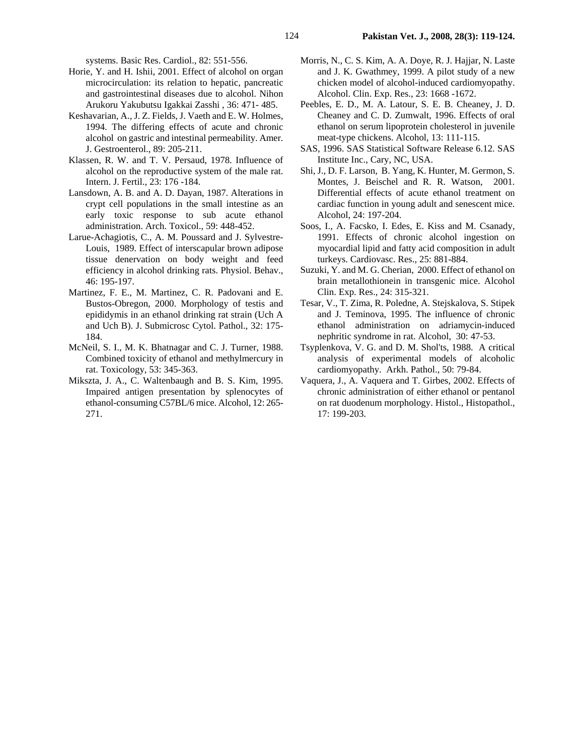systems. Basic Res. Cardiol., 82: 551-556.

Horie, Y. and H. Ishii, 2001. Effect of alcohol on organ microcirculation: its relation to hepatic, pancreatic and gastrointestinal diseases due to alcohol. Nihon Arukoru Yakubutsu Igakkai Zasshi , 36: 471- 485.

Keshavarian, A., J. Z. Fields, J. Vaeth and E. W. Holmes, 1994. The differing effects of acute and chronic alcohol on gastric and intestinal permeability. Amer. J. Gestroenterol., 89: 205-211.

Klassen, R. W. and T. V. Persaud, 1978. Influence of alcohol on the reproductive system of the male rat. Intern. J. Fertil., 23: 176 -184.

Lansdown, A. B. and A. D. Dayan, 1987. Alterations in crypt cell populations in the small intestine as an early toxic response to sub acute ethanol administration. Arch. Toxicol., 59: 448-452.

Larue-Achagiotis, C., A. M. Poussard and J. Sylvestre-Louis, 1989. Effect of interscapular brown adipose tissue denervation on body weight and feed efficiency in alcohol drinking rats. Physiol. Behav., 46: 195-197.

Martinez, F. E., M. Martinez, C. R. Padovani and E. Bustos-Obregon, 2000. Morphology of testis and epididymis in an ethanol drinking rat strain (Uch A and Uch B). J. Submicrosc Cytol. Pathol., 32: 175-184.

McNeil, S. I., M. K. Bhatnagar and C. J. Turner, 1988. Combined toxicity of ethanol and methylmercury in rat. Toxicology, 53: 345-363.

Mikszta, J. A., C. Waltenbaugh and B. S. Kim, 1995. Impaired antigen presentation by splenocytes of ethanol-consuming C57BL/6 mice. Alcohol, 12: 265-271.

Morris, N., C. S. Kim, A. A. Doye, R. J. Hajjar, N. Laste and J. K. Gwathmey, 1999. A pilot study of a new chicken model of alcohol-induced cardiomyopathy. Alcohol. Clin. Exp. Res., 23: 1668 -1672.

Peebles, E. D., M. A. Latour, S. E. B. Cheaney, J. D. Cheaney and C. D. Zumwalt, 1996. Effects of oral ethanol on serum lipoprotein cholesterol in juvenile meat-type chickens. Alcohol, 13: 111-115.

SAS, 1996. SAS Statistical Software Release 6.12. SAS Institute Inc., Cary, NC, USA.

Shi, J., D. F. Larson, B. Yang, K. Hunter, M. Germon, S. Montes, J. Beischel and R. R. Watson, 2001. Differential effects of acute ethanol treatment on cardiac function in young adult and senescent mice. Alcohol, 24: 197-204.

Soos, I., A. Facsko, I. Edes, E. Kiss and M. Csanady, 1991. Effects of chronic alcohol ingestion on myocardial lipid and fatty acid composition in adult turkeys. Cardiovasc. Res., 25: 881-884.

Suzuki, Y. and M. G. Cherian, 2000. Effect of ethanol on brain metallothionein in transgenic mice. Alcohol Clin. Exp. Res., 24: 315-321.

Tesar, V., T. Zima, R. Poledne, A. Stejskalova, S. Stipek and J. Teminova, 1995. The influence of chronic ethanol administration on adriamycin-induced nephritic syndrome in rat. Alcohol, 30: 47-53.

Tsyplenkova, V. G. and D. M. Shol'ts, 1988. A critical analysis of experimental models of alcoholic cardiomyopathy. Arkh. Pathol., 50: 79-84.

Vaquera, J., A. Vaquera and T. Girbes, 2002. Effects of chronic administration of either ethanol or pentanol on rat duodenum morphology. Histol., Histopathol., 17: 199-203.